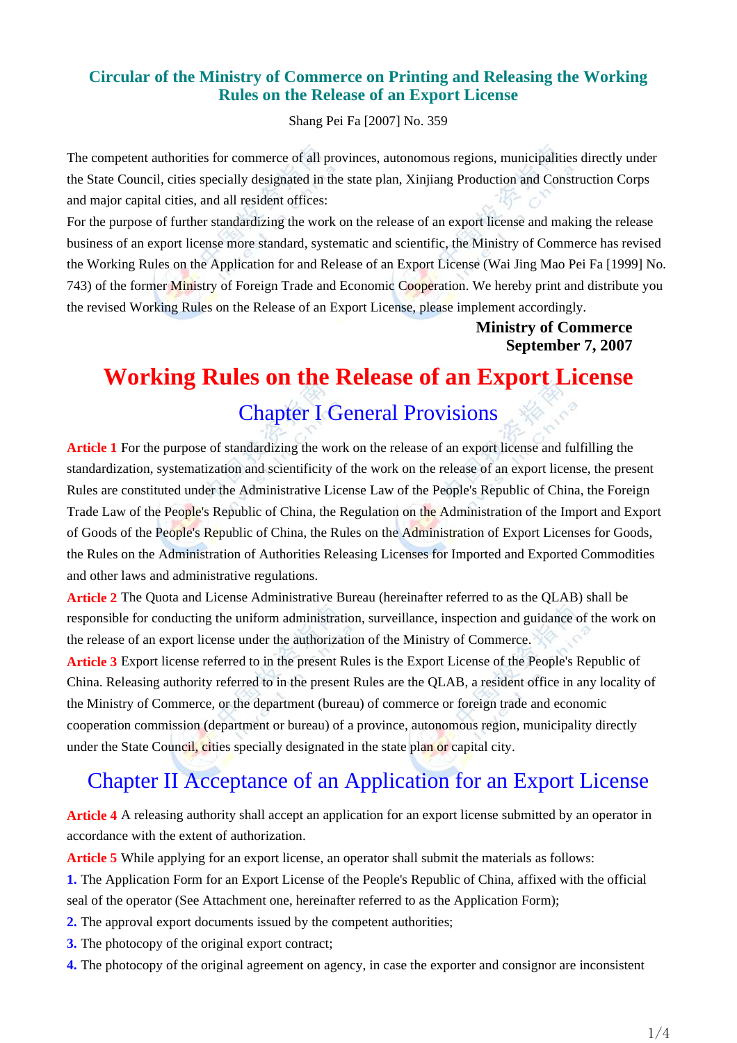# Circular of the Ministry of Commerce on Printing and Releasing the Working Rules on the Release of an Export License

Shang Pei Fa [2007] No. 359

The competent authorities for commerce of all provinces, autonomous regions, municipalities directly under the State Council, cities specially designated in the state plan, Xinjiang Production and Construction Corps and major capital cities, and all resident offices:

For the purpose of further standardizing the work on the release of an export license and making the release business of an export license more standard, systematic and scientific, the Ministry of Commerce has revised the Working Rules on the Application for and Release of an Export License (Wai Jing Mao Pei Fa [1999] No. 743) of the former Ministry of Foreign Trade and Economic Cooperation. We hereby print and distribute you the revised Working Rules on the Release of an Export License, please implement accordingly.

**Ministry of Commerce**
**September 7, 2007**

# Working Rules on the Release of an Export License

## Chapter I General Provisions

**Article 1** For the purpose of standardizing the work on the release of an export license and fulfilling the standardization, systematization and scientificity of the work on the release of an export license, the present Rules are constituted under the Administrative License Law of the People's Republic of China, the Foreign Trade Law of the People's Republic of China, the Regulation on the Administration of the Import and Export of Goods of the People's Republic of China, the Rules on the Administration of Export Licenses for Goods, the Rules on the Administration of Authorities Releasing Licenses for Imported and Exported Commodities and other laws and administrative regulations.

**Article 2** The Quota and License Administrative Bureau (hereinafter referred to as the QLAB) shall be responsible for conducting the uniform administration, surveillance, inspection and guidance of the work on the release of an export license under the authorization of the Ministry of Commerce.

**Article 3** Export license referred to in the present Rules is the Export License of the People's Republic of China. Releasing authority referred to in the present Rules are the QLAB, a resident office in any locality of the Ministry of Commerce, or the department (bureau) of commerce or foreign trade and economic cooperation commission (department or bureau) of a province, autonomous region, municipality directly under the State Council, cities specially designated in the state plan or capital city.

## Chapter II Acceptance of an Application for an Export License

**Article 4** A releasing authority shall accept an application for an export license submitted by an operator in accordance with the extent of authorization.

**Article 5** While applying for an export license, an operator shall submit the materials as follows:

**1.** The Application Form for an Export License of the People's Republic of China, affixed with the official seal of the operator (See Attachment one, hereinafter referred to as the Application Form);

**2.** The approval export documents issued by the competent authorities;

**3.** The photocopy of the original export contract;

**4.** The photocopy of the original agreement on agency, in case the exporter and consignor are inconsistent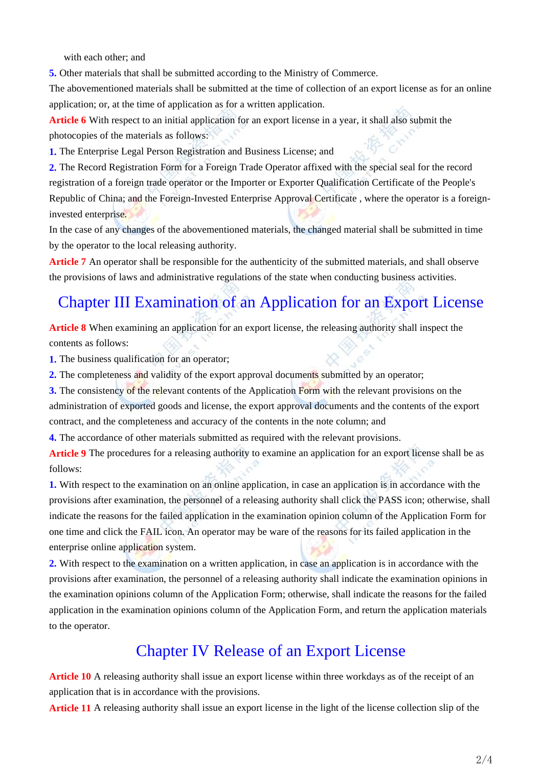with each other; and

**5.** Other materials that shall be submitted according to the Ministry of Commerce.

The abovementioned materials shall be submitted at the time of collection of an export license as for an online application; or, at the time of application as for a written application.

**Article 6** With respect to an initial application for an export license in a year, it shall also submit the photocopies of the materials as follows:

**1.** The Enterprise Legal Person Registration and Business License; and

**2.** The Record Registration Form for a Foreign Trade Operator affixed with the special seal for the record registration of a foreign trade operator or the Importer or Exporter Qualification Certificate of the People's Republic of China; and the Foreign-Invested Enterprise Approval Certificate , where the operator is a foreign-invested enterprise.

In the case of any changes of the abovementioned materials, the changed material shall be submitted in time by the operator to the local releasing authority.

**Article 7** An operator shall be responsible for the authenticity of the submitted materials, and shall observe the provisions of laws and administrative regulations of the state when conducting business activities.

## Chapter III Examination of an Application for an Export License

**Article 8** When examining an application for an export license, the releasing authority shall inspect the contents as follows:

**1.** The business qualification for an operator;

**2.** The completeness and validity of the export approval documents submitted by an operator;

**3.** The consistency of the relevant contents of the Application Form with the relevant provisions on the administration of exported goods and license, the export approval documents and the contents of the export contract, and the completeness and accuracy of the contents in the note column; and

**4.** The accordance of other materials submitted as required with the relevant provisions.

**Article 9** The procedures for a releasing authority to examine an application for an export license shall be as follows:

**1.** With respect to the examination on an online application, in case an application is in accordance with the provisions after examination, the personnel of a releasing authority shall click the PASS icon; otherwise, shall indicate the reasons for the failed application in the examination opinion column of the Application Form for one time and click the FAIL icon. An operator may be ware of the reasons for its failed application in the enterprise online application system.

**2.** With respect to the examination on a written application, in case an application is in accordance with the provisions after examination, the personnel of a releasing authority shall indicate the examination opinions in the examination opinions column of the Application Form; otherwise, shall indicate the reasons for the failed application in the examination opinions column of the Application Form, and return the application materials to the operator.

## Chapter IV Release of an Export License

**Article 10** A releasing authority shall issue an export license within three workdays as of the receipt of an application that is in accordance with the provisions.

**Article 11** A releasing authority shall issue an export license in the light of the license collection slip of the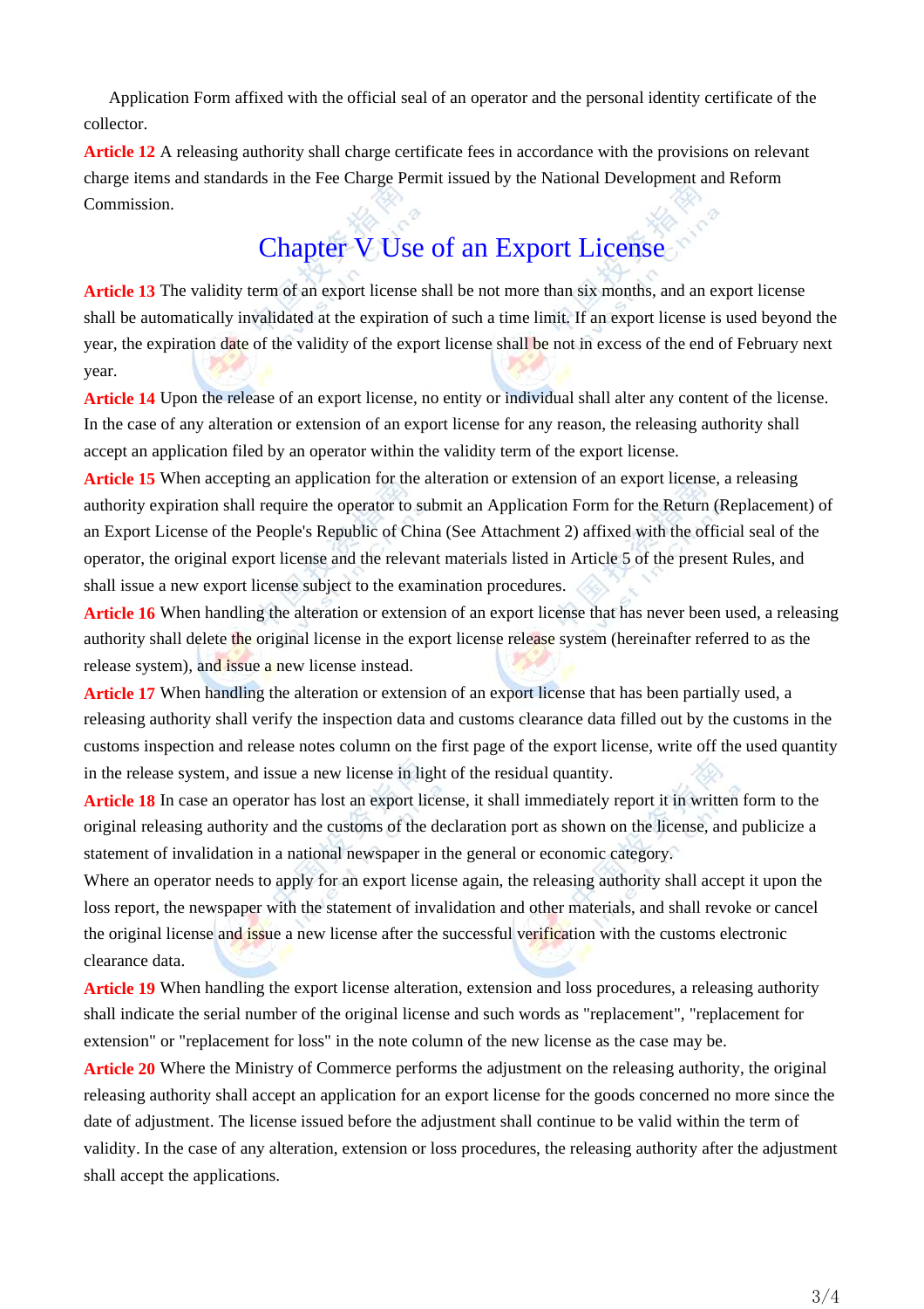Application Form affixed with the official seal of an operator and the personal identity certificate of the collector.

**Article 12** A releasing authority shall charge certificate fees in accordance with the provisions on relevant charge items and standards in the Fee Charge Permit issued by the National Development and Reform Commission.

## Chapter V Use of an Export License

**Article 13** The validity term of an export license shall be not more than six months, and an export license shall be automatically invalidated at the expiration of such a time limit. If an export license is used beyond the year, the expiration date of the validity of the export license shall be not in excess of the end of February next year.

**Article 14** Upon the release of an export license, no entity or individual shall alter any content of the license. In the case of any alteration or extension of an export license for any reason, the releasing authority shall accept an application filed by an operator within the validity term of the export license.

**Article 15** When accepting an application for the alteration or extension of an export license, a releasing authority expiration shall require the operator to submit an Application Form for the Return (Replacement) of an Export License of the People's Republic of China (See Attachment 2) affixed with the official seal of the operator, the original export license and the relevant materials listed in Article 5 of the present Rules, and shall issue a new export license subject to the examination procedures.

**Article 16** When handling the alteration or extension of an export license that has never been used, a releasing authority shall delete the original license in the export license release system (hereinafter referred to as the release system), and issue a new license instead.

**Article 17** When handling the alteration or extension of an export license that has been partially used, a releasing authority shall verify the inspection data and customs clearance data filled out by the customs in the customs inspection and release notes column on the first page of the export license, write off the used quantity in the release system, and issue a new license in light of the residual quantity.

**Article 18** In case an operator has lost an export license, it shall immediately report it in written form to the original releasing authority and the customs of the declaration port as shown on the license, and publicize a statement of invalidation in a national newspaper in the general or economic category.

Where an operator needs to apply for an export license again, the releasing authority shall accept it upon the loss report, the newspaper with the statement of invalidation and other materials, and shall revoke or cancel the original license and issue a new license after the successful verification with the customs electronic clearance data.

**Article 19** When handling the export license alteration, extension and loss procedures, a releasing authority shall indicate the serial number of the original license and such words as "replacement", "replacement for extension" or "replacement for loss" in the note column of the new license as the case may be.

**Article 20** Where the Ministry of Commerce performs the adjustment on the releasing authority, the original releasing authority shall accept an application for an export license for the goods concerned no more since the date of adjustment. The license issued before the adjustment shall continue to be valid within the term of validity. In the case of any alteration, extension or loss procedures, the releasing authority after the adjustment shall accept the applications.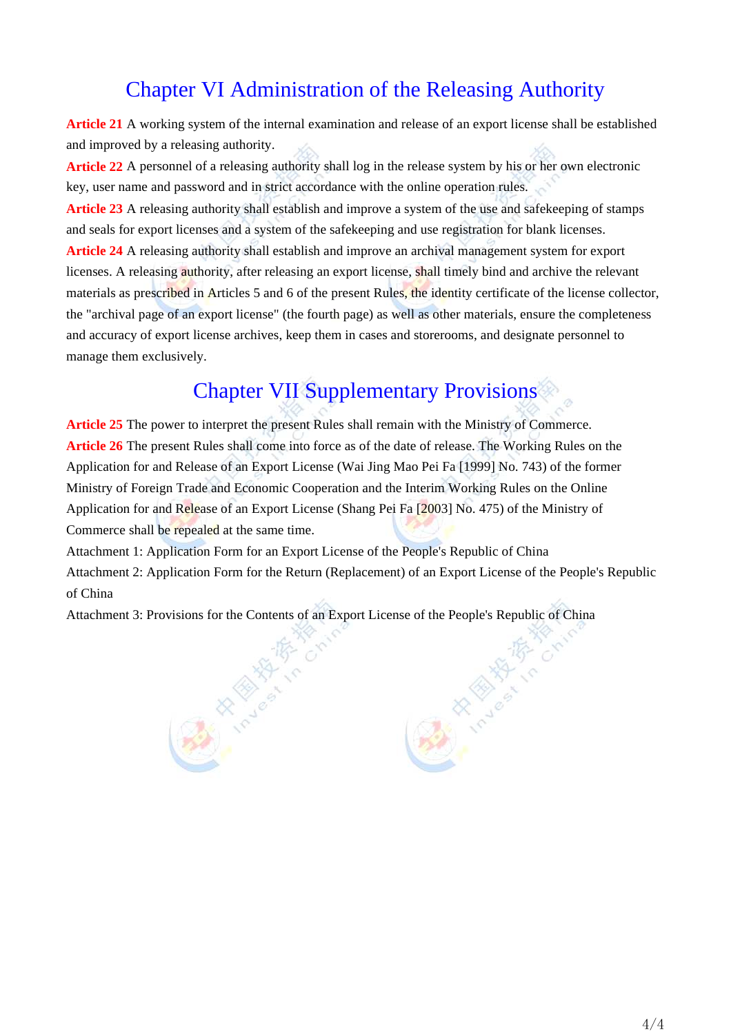## Chapter VI Administration of the Releasing Authority

**Article 21** A working system of the internal examination and release of an export license shall be established and improved by a releasing authority.

**Article 22** A personnel of a releasing authority shall log in the release system by his or her own electronic key, user name and password and in strict accordance with the online operation rules.

**Article 23** A releasing authority shall establish and improve a system of the use and safekeeping of stamps and seals for export licenses and a system of the safekeeping and use registration for blank licenses.

**Article 24** A releasing authority shall establish and improve an archival management system for export licenses. A releasing authority, after releasing an export license, shall timely bind and archive the relevant materials as prescribed in Articles 5 and 6 of the present Rules, the identity certificate of the license collector, the "archival page of an export license" (the fourth page) as well as other materials, ensure the completeness and accuracy of export license archives, keep them in cases and storerooms, and designate personnel to manage them exclusively.

## Chapter VII Supplementary Provisions

**Article 25** The power to interpret the present Rules shall remain with the Ministry of Commerce.

**Article 26** The present Rules shall come into force as of the date of release. The Working Rules on the Application for and Release of an Export License (Wai Jing Mao Pei Fa [1999] No. 743) of the former Ministry of Foreign Trade and Economic Cooperation and the Interim Working Rules on the Online Application for and Release of an Export License (Shang Pei Fa [2003] No. 475) of the Ministry of Commerce shall be repealed at the same time.

Attachment 1: Application Form for an Export License of the People's Republic of China

Attachment 2: Application Form for the Return (Replacement) of an Export License of the People's Republic of China

Attachment 3: Provisions for the Contents of an Export License of the People's Republic of China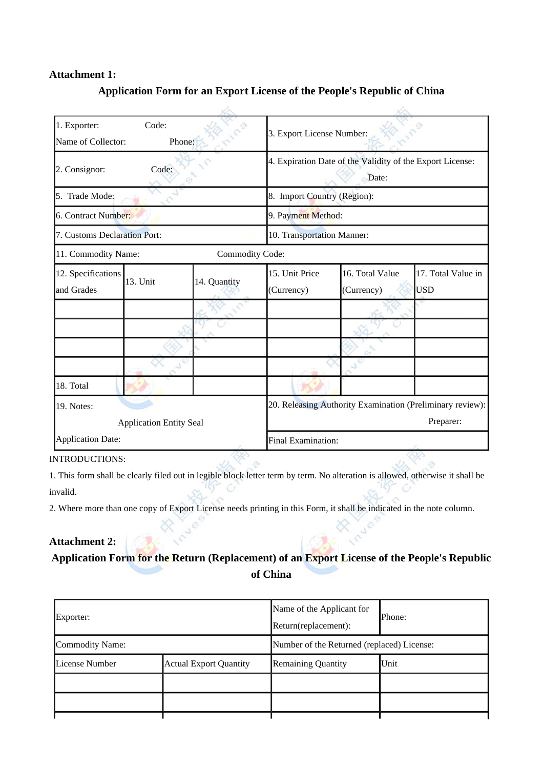**Attachment 1:**

## Application Form for an Export License of the People's Republic of China

| 1. Exporter: Code:<br>Name of Collector: Phone: | | | 3. Export License Number: | | |
|---|---|---|---|---|---|
| 2. Consignor: Code: | | | 4. Expiration Date of the Validity of the Export License:<br>Date: | | |
| 5. Trade Mode: | | | 8. Import Country (Region): | | |
| 6. Contract Number: | | | 9. Payment Method: | | |
| 7. Customs Declaration Port: | | | 10. Transportation Manner: | | |
| 11. Commodity Name: Commodity Code: | | | | | |
| 12. Specifications and Grades | 13. Unit | 14. Quantity | 15. Unit Price (Currency) | 16. Total Value (Currency) | 17. Total Value in USD |
| | | | | | |
| | | | | | |
| | | | | | |
| | | | | | |
| 18. Total | | | | | |
| 19. Notes:<br>Application Entity Seal<br>Application Date: | | | 20. Releasing Authority Examination (Preliminary review):<br>Preparer:<br>Final Examination: | | |

INTRODUCTIONS:

1. This form shall be clearly filed out in legible block letter term by term. No alteration is allowed, otherwise it shall be invalid.

2. Where more than one copy of Export License needs printing in this Form, it shall be indicated in the note column.

**Attachment 2:**

## Application Form for the Return (Replacement) of an Export License of the People's Republic of China

| Exporter: | | Name of the Applicant for Return(replacement): | Phone: |
|---|---|---|---|
| Commodity Name: | | Number of the Returned (replaced) License: | |
| License Number | Actual Export Quantity | Remaining Quantity | Unit |
| | | | |
| | | | |
| | | | |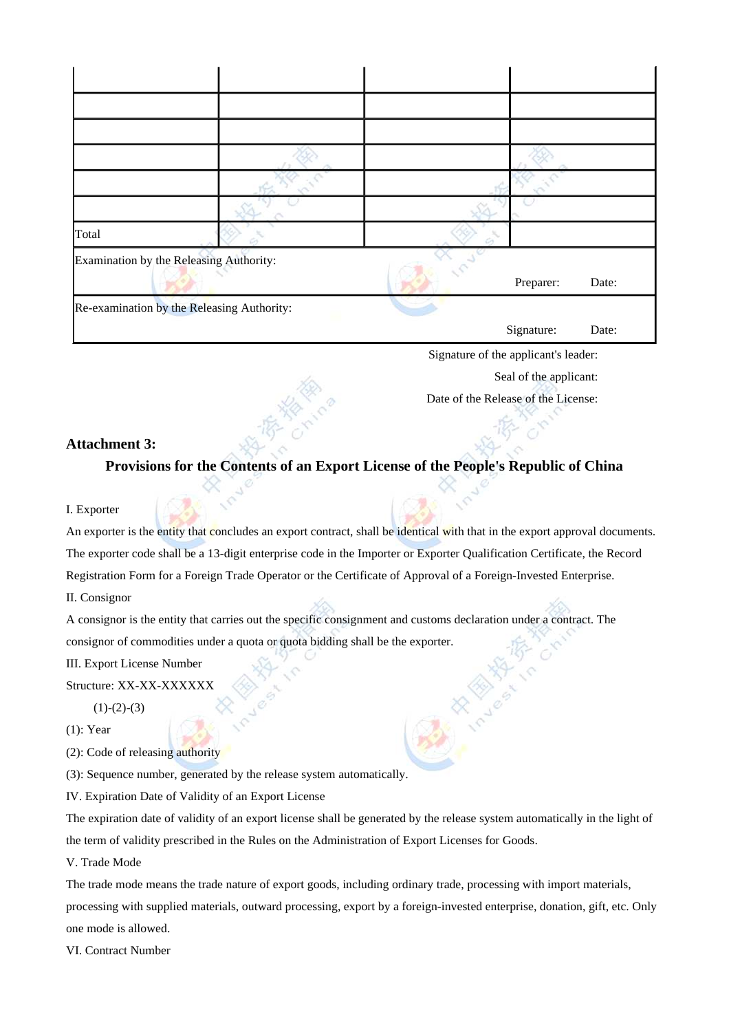| | | | |
|---|---|---|---|
| | | | |
| | | | |
| | | | |
| | | | |
| | | | |
| Total | | | |
| Examination by the Releasing Authority: Preparer: Date: | | | |
| Re-examination by the Releasing Authority: Signature: Date: | | | |

Signature of the applicant's leader:

Seal of the applicant:

Date of the Release of the License:

**Attachment 3:**

## Provisions for the Contents of an Export License of the People's Republic of China

I. Exporter

An exporter is the entity that concludes an export contract, shall be identical with that in the export approval documents. The exporter code shall be a 13-digit enterprise code in the Importer or Exporter Qualification Certificate, the Record Registration Form for a Foreign Trade Operator or the Certificate of Approval of a Foreign-Invested Enterprise.

II. Consignor

A consignor is the entity that carries out the specific consignment and customs declaration under a contract. The consignor of commodities under a quota or quota bidding shall be the exporter.

III. Export License Number

Structure: XX-XX-XXXXXX

(1)-(2)-(3)

(1): Year

(2): Code of releasing authority

(3): Sequence number, generated by the release system automatically.

IV. Expiration Date of Validity of an Export License

The expiration date of validity of an export license shall be generated by the release system automatically in the light of the term of validity prescribed in the Rules on the Administration of Export Licenses for Goods.

V. Trade Mode

The trade mode means the trade nature of export goods, including ordinary trade, processing with import materials, processing with supplied materials, outward processing, export by a foreign-invested enterprise, donation, gift, etc. Only one mode is allowed.

VI. Contract Number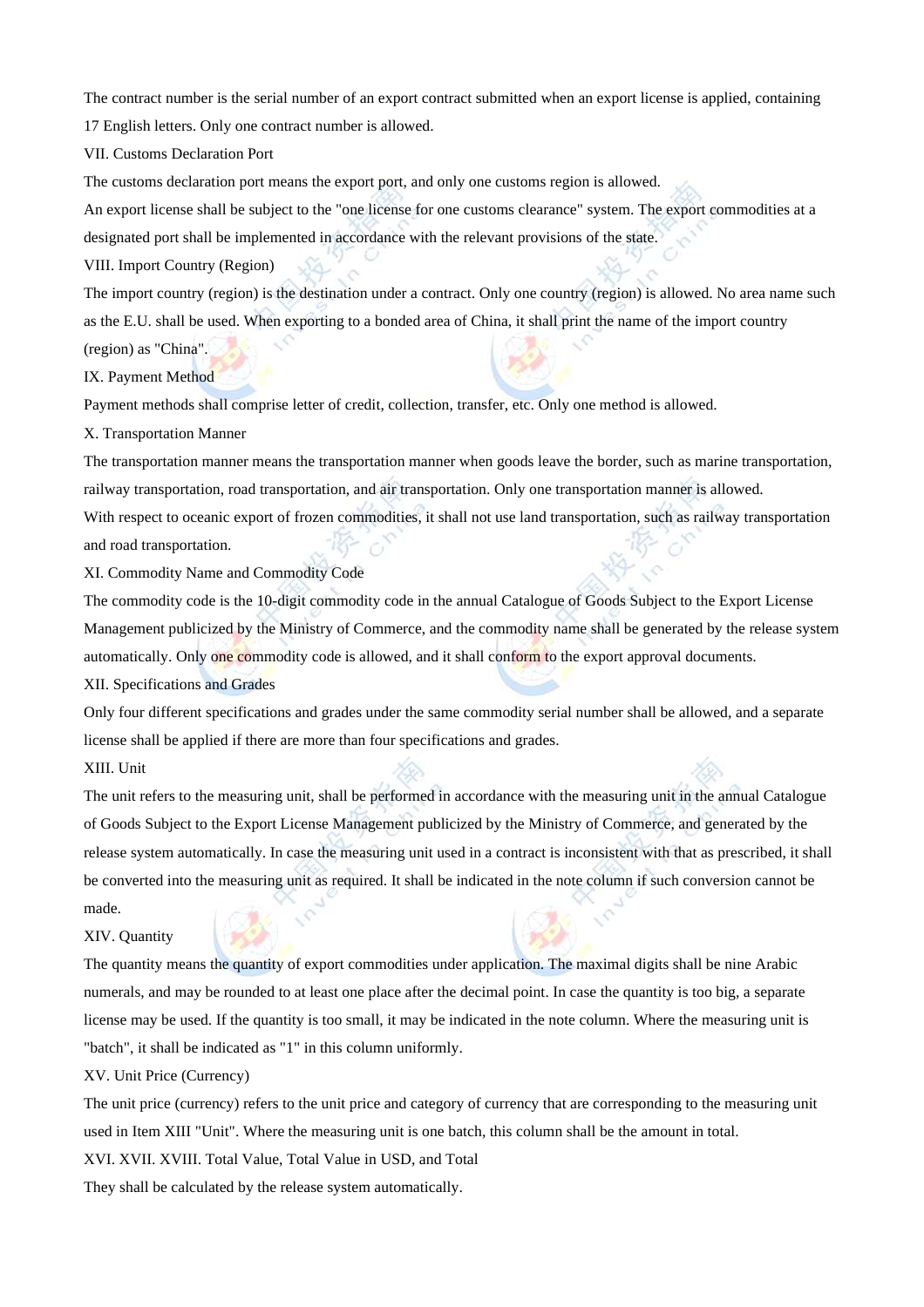The contract number is the serial number of an export contract submitted when an export license is applied, containing 17 English letters. Only one contract number is allowed.

VII. Customs Declaration Port

The customs declaration port means the export port, and only one customs region is allowed.

An export license shall be subject to the "one license for one customs clearance" system. The export commodities at a designated port shall be implemented in accordance with the relevant provisions of the state.

VIII. Import Country (Region)

The import country (region) is the destination under a contract. Only one country (region) is allowed. No area name such as the E.U. shall be used. When exporting to a bonded area of China, it shall print the name of the import country (region) as "China".

IX. Payment Method

Payment methods shall comprise letter of credit, collection, transfer, etc. Only one method is allowed.

X. Transportation Manner

The transportation manner means the transportation manner when goods leave the border, such as marine transportation, railway transportation, road transportation, and air transportation. Only one transportation manner is allowed.

With respect to oceanic export of frozen commodities, it shall not use land transportation, such as railway transportation and road transportation.

XI. Commodity Name and Commodity Code

The commodity code is the 10-digit commodity code in the annual Catalogue of Goods Subject to the Export License Management publicized by the Ministry of Commerce, and the commodity name shall be generated by the release system automatically. Only one commodity code is allowed, and it shall conform to the export approval documents.

XII. Specifications and Grades

Only four different specifications and grades under the same commodity serial number shall be allowed, and a separate license shall be applied if there are more than four specifications and grades.

XIII. Unit

The unit refers to the measuring unit, shall be performed in accordance with the measuring unit in the annual Catalogue of Goods Subject to the Export License Management publicized by the Ministry of Commerce, and generated by the release system automatically. In case the measuring unit used in a contract is inconsistent with that as prescribed, it shall be converted into the measuring unit as required. It shall be indicated in the note column if such conversion cannot be made.

XIV. Quantity

The quantity means the quantity of export commodities under application. The maximal digits shall be nine Arabic numerals, and may be rounded to at least one place after the decimal point. In case the quantity is too big, a separate license may be used. If the quantity is too small, it may be indicated in the note column. Where the measuring unit is "batch", it shall be indicated as "1" in this column uniformly.

XV. Unit Price (Currency)

The unit price (currency) refers to the unit price and category of currency that are corresponding to the measuring unit used in Item XIII "Unit". Where the measuring unit is one batch, this column shall be the amount in total.

XVI. XVII. XVIII. Total Value, Total Value in USD, and Total

They shall be calculated by the release system automatically.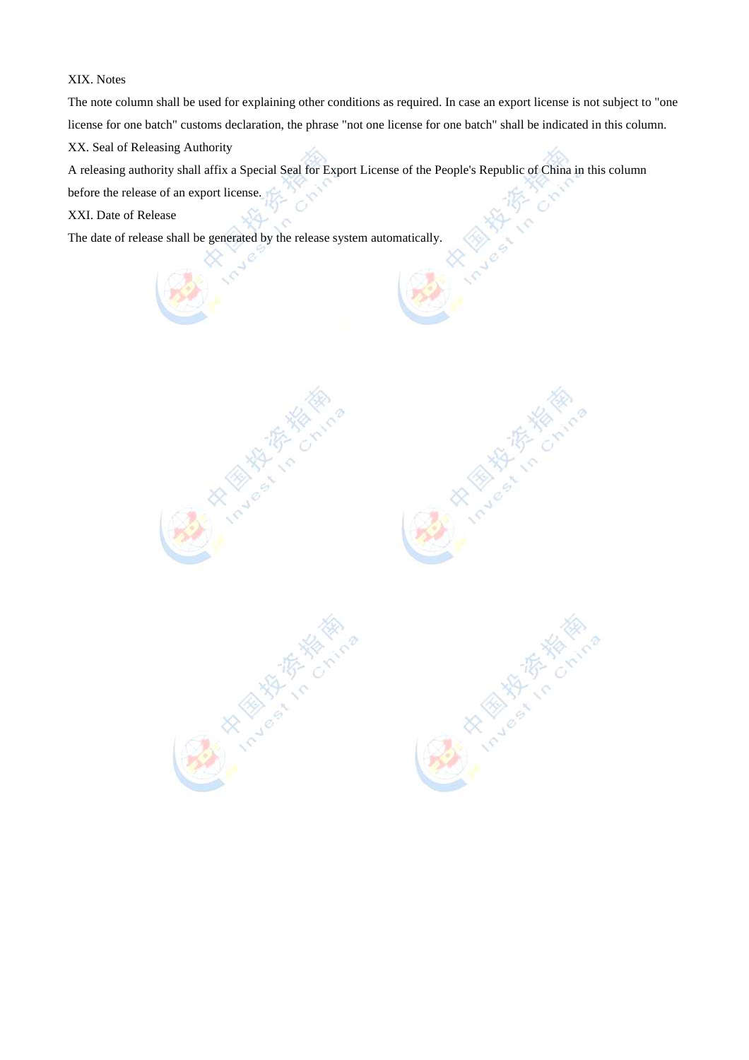XIX. Notes

The note column shall be used for explaining other conditions as required. In case an export license is not subject to "one license for one batch" customs declaration, the phrase "not one license for one batch" shall be indicated in this column.

XX. Seal of Releasing Authority

A releasing authority shall affix a Special Seal for Export License of the People's Republic of China in this column before the release of an export license.

XXI. Date of Release

The date of release shall be generated by the release system automatically.